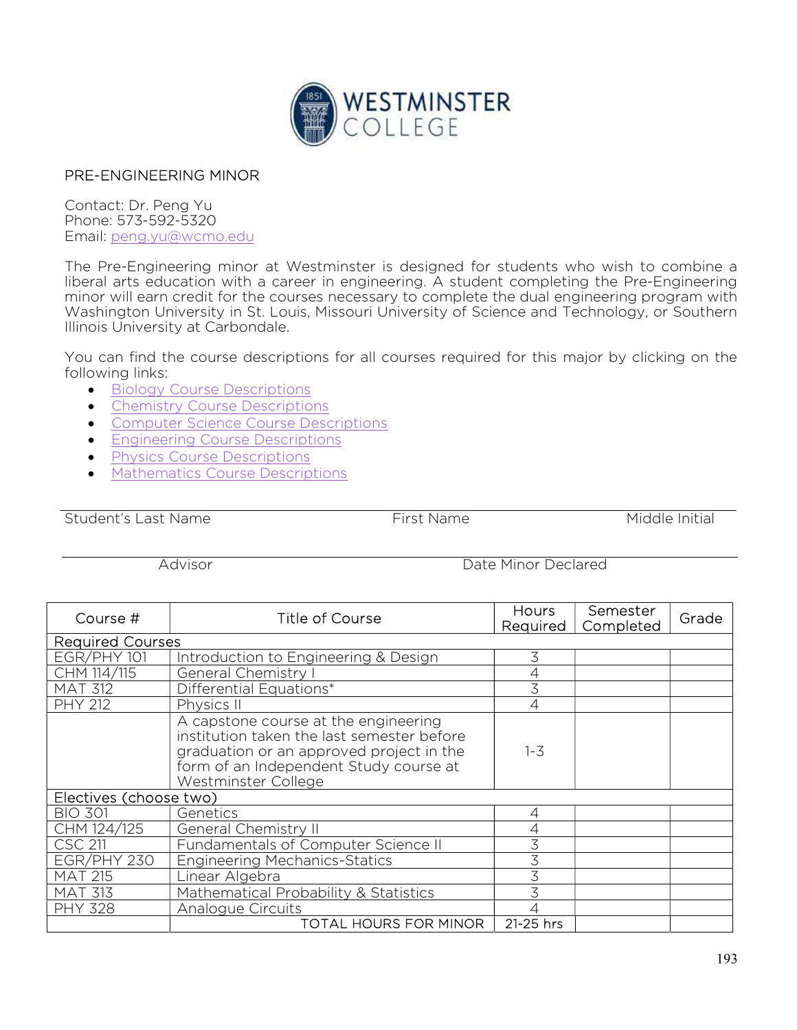WESTMINSTER COLLEGE

## PRE-ENGINEERING MINOR

Contact: Dr. Peng Yu
Phone: 573-592-5320
Email: peng.yu@wcmo.edu

The Pre-Engineering minor at Westminster is designed for students who wish to combine a liberal arts education with a career in engineering. A student completing the Pre-Engineering minor will earn credit for the courses necessary to complete the dual engineering program with Washington University in St. Louis, Missouri University of Science and Technology, or Southern Illinois University at Carbondale.

You can find the course descriptions for all courses required for this major by clicking on the following links:

- Biology Course Descriptions
- Chemistry Course Descriptions
- Computer Science Course Descriptions
- Engineering Course Descriptions
- Physics Course Descriptions
- Mathematics Course Descriptions

Student's Last Name ____________ First Name ____________ Middle Initial ____________

Advisor ____________ Date Minor Declared ____________

| Course # | Title of Course | Hours Required | Semester Completed | Grade |
|---|---|---|---|---|
| Required Courses | | | | |
| EGR/PHY 101 | Introduction to Engineering & Design | 3 | | |
| CHM 114/115 | General Chemistry I | 4 | | |
| MAT 312 | Differential Equations* | 3 | | |
| PHY 212 | Physics II | 4 | | |
| | A capstone course at the engineering institution taken the last semester before graduation or an approved project in the form of an Independent Study course at Westminster College | 1-3 | | |
| Electives (choose two) | | | | |
| BIO 301 | Genetics | 4 | | |
| CHM 124/125 | General Chemistry II | 4 | | |
| CSC 211 | Fundamentals of Computer Science II | 3 | | |
| EGR/PHY 230 | Engineering Mechanics-Statics | 3 | | |
| MAT 215 | Linear Algebra | 3 | | |
| MAT 313 | Mathematical Probability & Statistics | 3 | | |
| PHY 328 | Analogue Circuits | 4 | | |
| | TOTAL HOURS FOR MINOR | 21-25 hrs | | |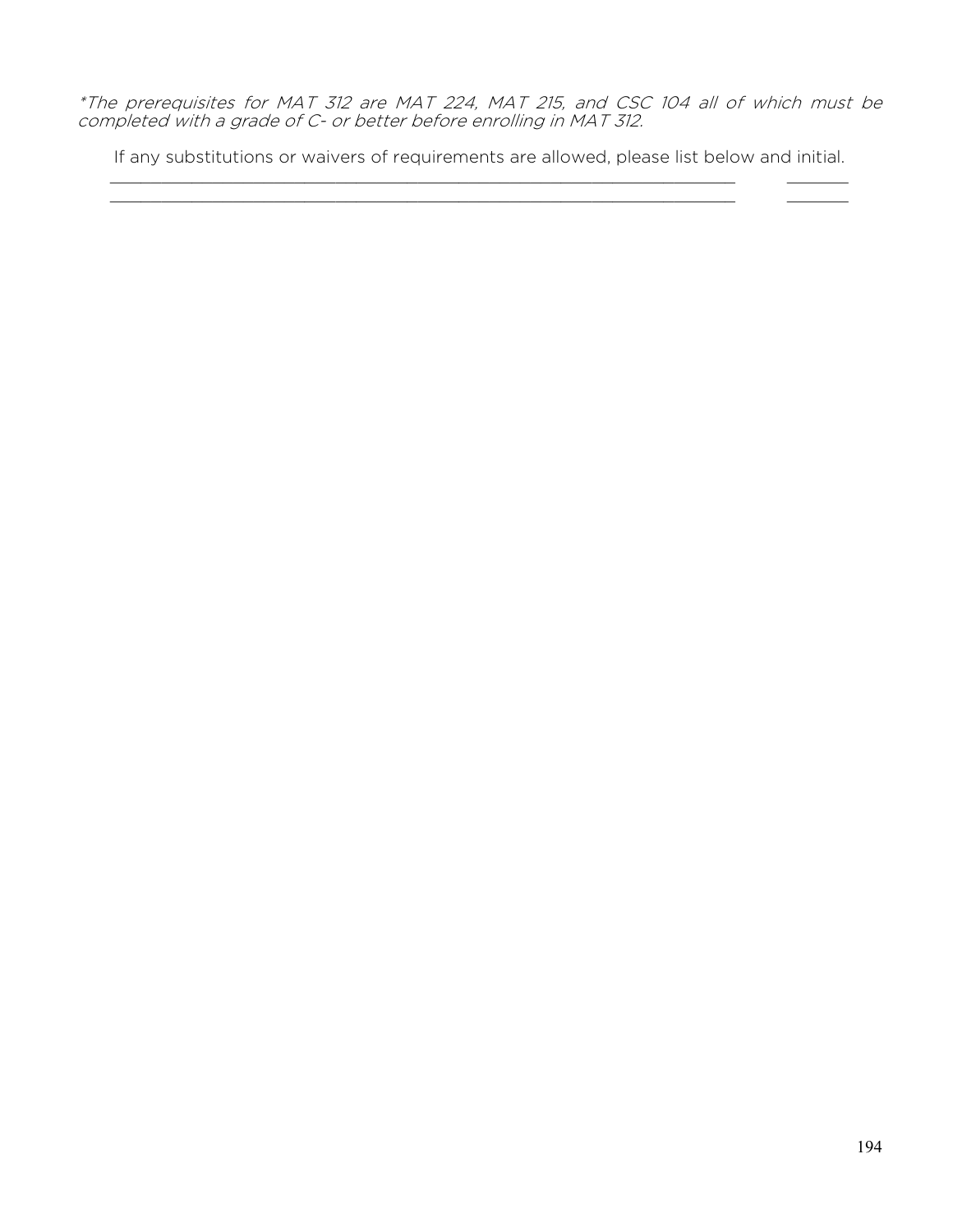*\*The prerequisites for MAT 312 are MAT 224, MAT 215, and CSC 104 all of which must be completed with a grade of C- or better before enrolling in MAT 312.*

If any substitutions or waivers of requirements are allowed, please list below and initial.

_____________________________________________________________________ _______

_____________________________________________________________________ _______